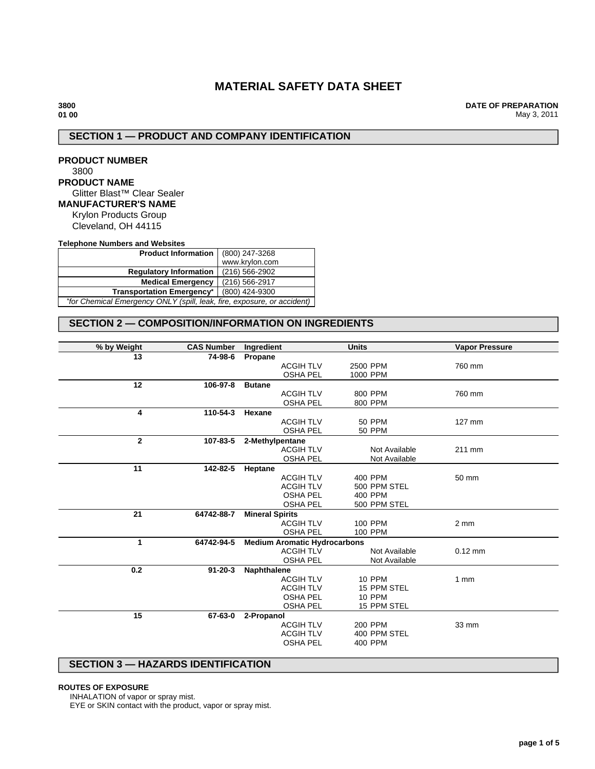# MATERIAL SAFETY DATA SHEET

**3800**
**01 00**

**DATE OF PREPARATION**
May 3, 2011

## SECTION 1 — PRODUCT AND COMPANY IDENTIFICATION

**PRODUCT NUMBER**
3800

**PRODUCT NAME**
Glitter Blast™ Clear Sealer

**MANUFACTURER'S NAME**
Krylon Products Group
Cleveland, OH 44115

**Telephone Numbers and Websites**

| | |
|---|---|
| **Product Information** | (800) 247-3268<br>www.krylon.com |
| **Regulatory Information** | (216) 566-2902 |
| **Medical Emergency** | (216) 566-2917 |
| **Transportation Emergency*** | (800) 424-9300 |
| *\*for Chemical Emergency ONLY (spill, leak, fire, exposure, or accident)* | |

## SECTION 2 — COMPOSITION/INFORMATION ON INGREDIENTS

| % by Weight | CAS Number | Ingredient | | Units | Vapor Pressure |
|---|---|---|---|---|---|
| 13 | 74-98-6 | **Propane** | | | |
| | | | ACGIH TLV | 2500 PPM | 760 mm |
| | | | OSHA PEL | 1000 PPM | |
| 12 | 106-97-8 | **Butane** | | | |
| | | | ACGIH TLV | 800 PPM | 760 mm |
| | | | OSHA PEL | 800 PPM | |
| 4 | 110-54-3 | **Hexane** | | | |
| | | | ACGIH TLV | 50 PPM | 127 mm |
| | | | OSHA PEL | 50 PPM | |
| 2 | 107-83-5 | **2-Methylpentane** | | | |
| | | | ACGIH TLV | Not Available | 211 mm |
| | | | OSHA PEL | Not Available | |
| 11 | 142-82-5 | **Heptane** | | | |
| | | | ACGIH TLV | 400 PPM | 50 mm |
| | | | ACGIH TLV | 500 PPM STEL | |
| | | | OSHA PEL | 400 PPM | |
| | | | OSHA PEL | 500 PPM STEL | |
| 21 | 64742-88-7 | **Mineral Spirits** | | | |
| | | | ACGIH TLV | 100 PPM | 2 mm |
| | | | OSHA PEL | 100 PPM | |
| 1 | 64742-94-5 | **Medium Aromatic Hydrocarbons** | | | |
| | | | ACGIH TLV | Not Available | 0.12 mm |
| | | | OSHA PEL | Not Available | |
| 0.2 | 91-20-3 | **Naphthalene** | | | |
| | | | ACGIH TLV | 10 PPM | 1 mm |
| | | | ACGIH TLV | 15 PPM STEL | |
| | | | OSHA PEL | 10 PPM | |
| | | | OSHA PEL | 15 PPM STEL | |
| 15 | 67-63-0 | **2-Propanol** | | | |
| | | | ACGIH TLV | 200 PPM | 33 mm |
| | | | ACGIH TLV | 400 PPM STEL | |
| | | | OSHA PEL | 400 PPM | |

## SECTION 3 — HAZARDS IDENTIFICATION

**ROUTES OF EXPOSURE**

INHALATION of vapor or spray mist.
EYE or SKIN contact with the product, vapor or spray mist.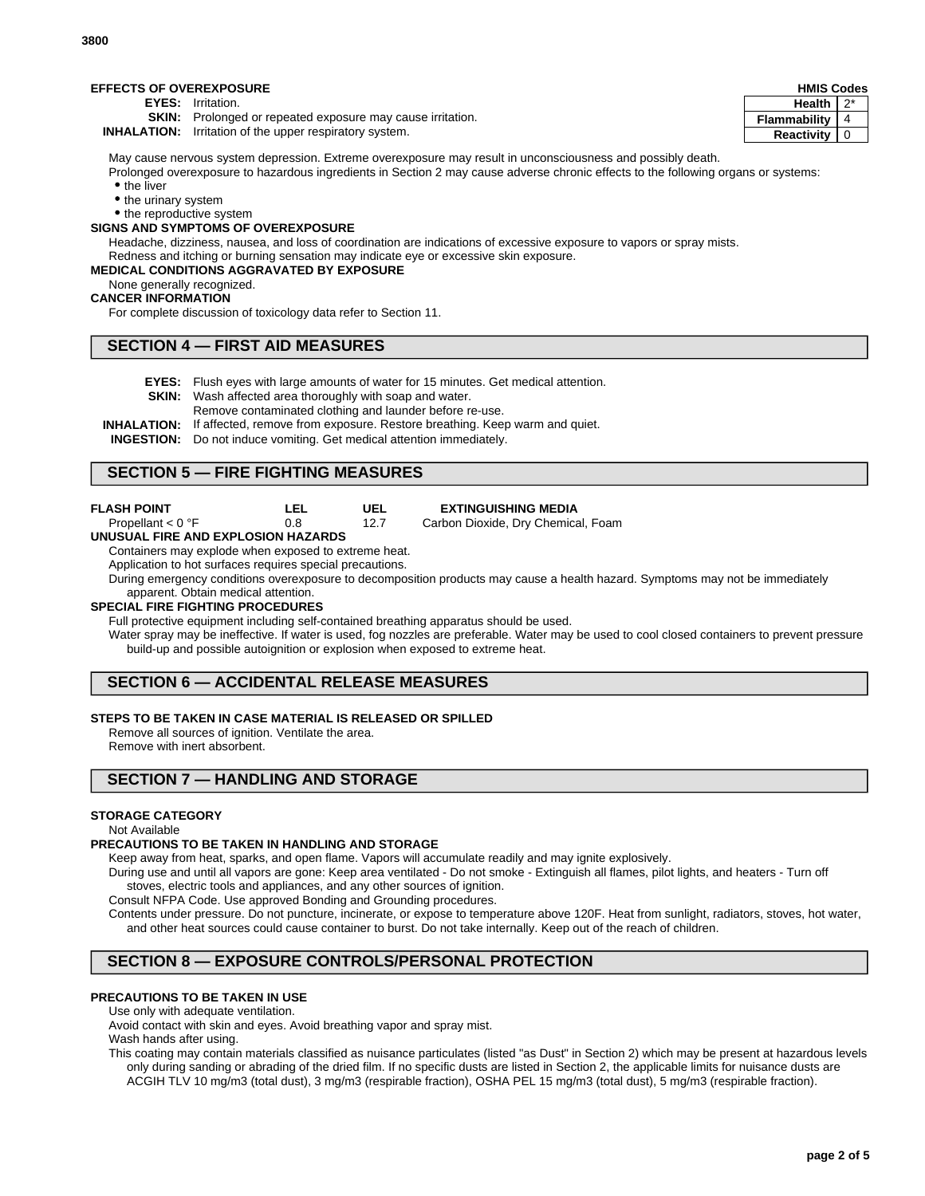**EFFECTS OF OVEREXPOSURE**

| HMIS Codes | |
|---|---|
| Health | 2* |
| Flammability | 4 |
| Reactivity | 0 |

**EYES:** Irritation.
**SKIN:** Prolonged or repeated exposure may cause irritation.
**INHALATION:** Irritation of the upper respiratory system.

May cause nervous system depression. Extreme overexposure may result in unconsciousness and possibly death.
Prolonged overexposure to hazardous ingredients in Section 2 may cause adverse chronic effects to the following organs or systems:

- the liver
- the urinary system
- the reproductive system

**SIGNS AND SYMPTOMS OF OVEREXPOSURE**
Headache, dizziness, nausea, and loss of coordination are indications of excessive exposure to vapors or spray mists.
Redness and itching or burning sensation may indicate eye or excessive skin exposure.

**MEDICAL CONDITIONS AGGRAVATED BY EXPOSURE**
None generally recognized.

**CANCER INFORMATION**
For complete discussion of toxicology data refer to Section 11.

## SECTION 4 — FIRST AID MEASURES

**EYES:** Flush eyes with large amounts of water for 15 minutes. Get medical attention.
**SKIN:** Wash affected area thoroughly with soap and water.
Remove contaminated clothing and launder before re-use.
**INHALATION:** If affected, remove from exposure. Restore breathing. Keep warm and quiet.
**INGESTION:** Do not induce vomiting. Get medical attention immediately.

## SECTION 5 — FIRE FIGHTING MEASURES

| FLASH POINT | LEL | UEL | EXTINGUISHING MEDIA |
|---|---|---|---|
| Propellant < 0 °F | 0.8 | 12.7 | Carbon Dioxide, Dry Chemical, Foam |

**UNUSUAL FIRE AND EXPLOSION HAZARDS**
Containers may explode when exposed to extreme heat.
Application to hot surfaces requires special precautions.
During emergency conditions overexposure to decomposition products may cause a health hazard. Symptoms may not be immediately apparent. Obtain medical attention.

**SPECIAL FIRE FIGHTING PROCEDURES**
Full protective equipment including self-contained breathing apparatus should be used.
Water spray may be ineffective. If water is used, fog nozzles are preferable. Water may be used to cool closed containers to prevent pressure build-up and possible autoignition or explosion when exposed to extreme heat.

## SECTION 6 — ACCIDENTAL RELEASE MEASURES

**STEPS TO BE TAKEN IN CASE MATERIAL IS RELEASED OR SPILLED**
Remove all sources of ignition. Ventilate the area.
Remove with inert absorbent.

## SECTION 7 — HANDLING AND STORAGE

**STORAGE CATEGORY**
Not Available

**PRECAUTIONS TO BE TAKEN IN HANDLING AND STORAGE**
Keep away from heat, sparks, and open flame. Vapors will accumulate readily and may ignite explosively.
During use and until all vapors are gone: Keep area ventilated - Do not smoke - Extinguish all flames, pilot lights, and heaters - Turn off stoves, electric tools and appliances, and any other sources of ignition.
Consult NFPA Code. Use approved Bonding and Grounding procedures.
Contents under pressure. Do not puncture, incinerate, or expose to temperature above 120F. Heat from sunlight, radiators, stoves, hot water, and other heat sources could cause container to burst. Do not take internally. Keep out of the reach of children.

## SECTION 8 — EXPOSURE CONTROLS/PERSONAL PROTECTION

**PRECAUTIONS TO BE TAKEN IN USE**
Use only with adequate ventilation.
Avoid contact with skin and eyes. Avoid breathing vapor and spray mist.
Wash hands after using.
This coating may contain materials classified as nuisance particulates (listed "as Dust" in Section 2) which may be present at hazardous levels only during sanding or abrading of the dried film. If no specific dusts are listed in Section 2, the applicable limits for nuisance dusts are ACGIH TLV 10 mg/m3 (total dust), 3 mg/m3 (respirable fraction), OSHA PEL 15 mg/m3 (total dust), 5 mg/m3 (respirable fraction).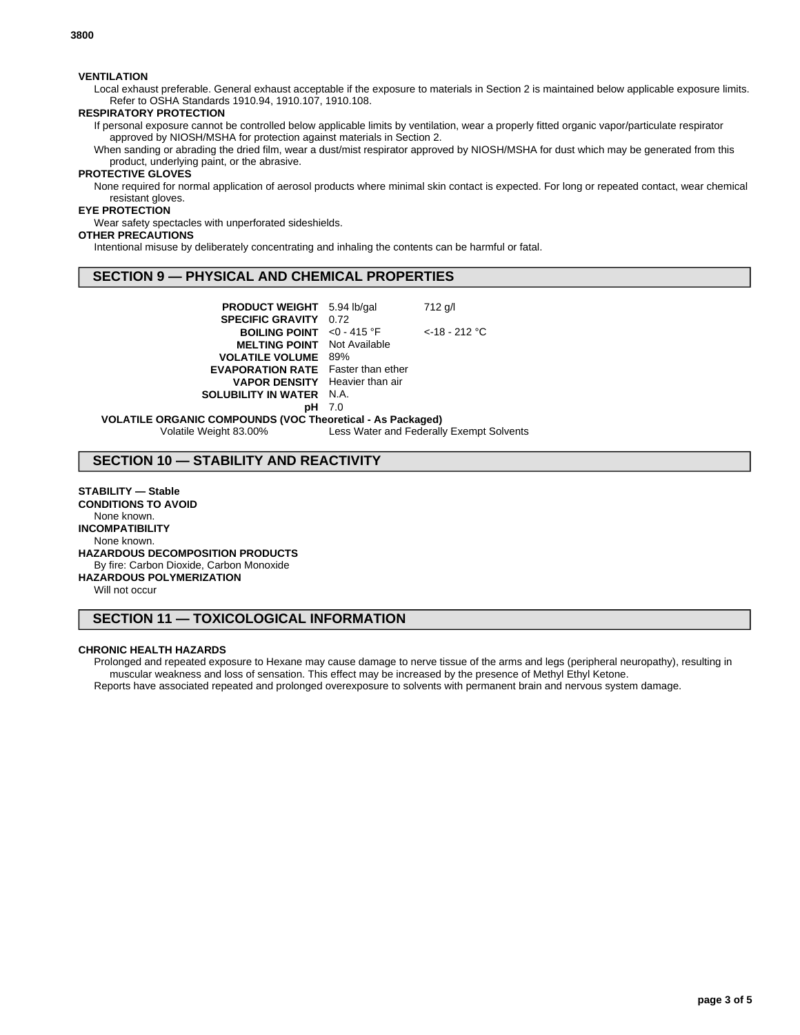**VENTILATION**

Local exhaust preferable. General exhaust acceptable if the exposure to materials in Section 2 is maintained below applicable exposure limits. Refer to OSHA Standards 1910.94, 1910.107, 1910.108.

**RESPIRATORY PROTECTION**

If personal exposure cannot be controlled below applicable limits by ventilation, wear a properly fitted organic vapor/particulate respirator approved by NIOSH/MSHA for protection against materials in Section 2.

When sanding or abrading the dried film, wear a dust/mist respirator approved by NIOSH/MSHA for dust which may be generated from this product, underlying paint, or the abrasive.

**PROTECTIVE GLOVES**

None required for normal application of aerosol products where minimal skin contact is expected. For long or repeated contact, wear chemical resistant gloves.

**EYE PROTECTION**

Wear safety spectacles with unperforated sideshields.

**OTHER PRECAUTIONS**

Intentional misuse by deliberately concentrating and inhaling the contents can be harmful or fatal.

## SECTION 9 — PHYSICAL AND CHEMICAL PROPERTIES

| | | |
|---|---|---|
| **PRODUCT WEIGHT** | 5.94 lb/gal | 712 g/l |
| **SPECIFIC GRAVITY** | 0.72 | |
| **BOILING POINT** | <0 - 415 °F | <-18 - 212 °C |
| **MELTING POINT** | Not Available | |
| **VOLATILE VOLUME** | 89% | |
| **EVAPORATION RATE** | Faster than ether | |
| **VAPOR DENSITY** | Heavier than air | |
| **SOLUBILITY IN WATER** | N.A. | |
| **pH** | 7.0 | |

**VOLATILE ORGANIC COMPOUNDS (VOC Theoretical - As Packaged)**

Volatile Weight 83.00% Less Water and Federally Exempt Solvents

## SECTION 10 — STABILITY AND REACTIVITY

**STABILITY — Stable**

**CONDITIONS TO AVOID**

None known.

**INCOMPATIBILITY**

None known.

**HAZARDOUS DECOMPOSITION PRODUCTS**

By fire: Carbon Dioxide, Carbon Monoxide

**HAZARDOUS POLYMERIZATION**

Will not occur

## SECTION 11 — TOXICOLOGICAL INFORMATION

**CHRONIC HEALTH HAZARDS**

Prolonged and repeated exposure to Hexane may cause damage to nerve tissue of the arms and legs (peripheral neuropathy), resulting in muscular weakness and loss of sensation. This effect may be increased by the presence of Methyl Ethyl Ketone.

Reports have associated repeated and prolonged overexposure to solvents with permanent brain and nervous system damage.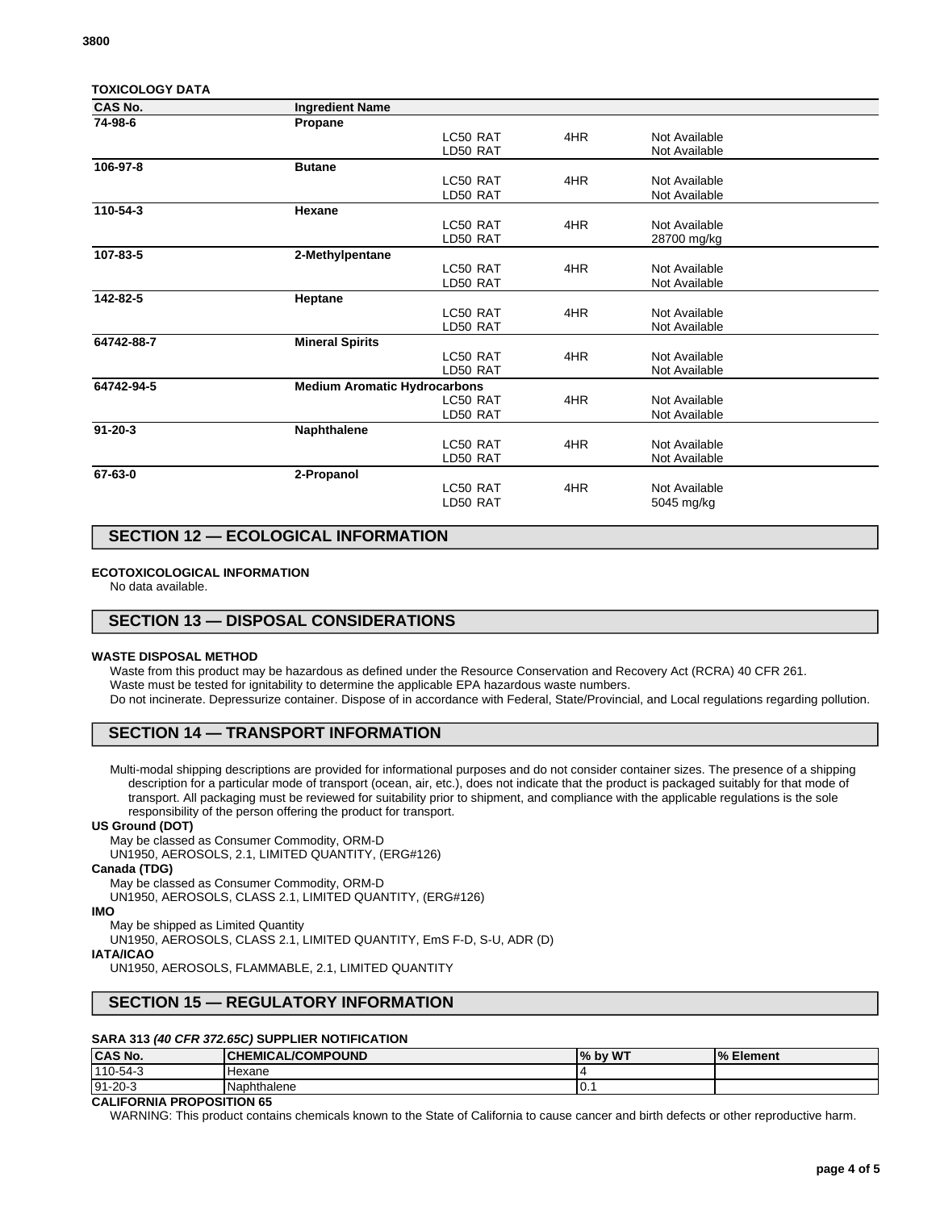**TOXICOLOGY DATA**

| CAS No. | Ingredient Name | | | |
|---|---|---|---|---|
| 74-98-6 | Propane | | | |
| | | LC50 RAT | 4HR | Not Available |
| | | LD50 RAT | | Not Available |
| 106-97-8 | Butane | | | |
| | | LC50 RAT | 4HR | Not Available |
| | | LD50 RAT | | Not Available |
| 110-54-3 | Hexane | | | |
| | | LC50 RAT | 4HR | Not Available |
| | | LD50 RAT | | 28700 mg/kg |
| 107-83-5 | 2-Methylpentane | | | |
| | | LC50 RAT | 4HR | Not Available |
| | | LD50 RAT | | Not Available |
| 142-82-5 | Heptane | | | |
| | | LC50 RAT | 4HR | Not Available |
| | | LD50 RAT | | Not Available |
| 64742-88-7 | Mineral Spirits | | | |
| | | LC50 RAT | 4HR | Not Available |
| | | LD50 RAT | | Not Available |
| 64742-94-5 | Medium Aromatic Hydrocarbons | | | |
| | | LC50 RAT | 4HR | Not Available |
| | | LD50 RAT | | Not Available |
| 91-20-3 | Naphthalene | | | |
| | | LC50 RAT | 4HR | Not Available |
| | | LD50 RAT | | Not Available |
| 67-63-0 | 2-Propanol | | | |
| | | LC50 RAT | 4HR | Not Available |
| | | LD50 RAT | | 5045 mg/kg |

## SECTION 12 — ECOLOGICAL INFORMATION

**ECOTOXICOLOGICAL INFORMATION**

No data available.

## SECTION 13 — DISPOSAL CONSIDERATIONS

**WASTE DISPOSAL METHOD**

Waste from this product may be hazardous as defined under the Resource Conservation and Recovery Act (RCRA) 40 CFR 261.
Waste must be tested for ignitability to determine the applicable EPA hazardous waste numbers.
Do not incinerate. Depressurize container. Dispose of in accordance with Federal, State/Provincial, and Local regulations regarding pollution.

## SECTION 14 — TRANSPORT INFORMATION

Multi-modal shipping descriptions are provided for informational purposes and do not consider container sizes. The presence of a shipping description for a particular mode of transport (ocean, air, etc.), does not indicate that the product is packaged suitably for that mode of transport. All packaging must be reviewed for suitability prior to shipment, and compliance with the applicable regulations is the sole responsibility of the person offering the product for transport.

**US Ground (DOT)**

May be classed as Consumer Commodity, ORM-D
UN1950, AEROSOLS, 2.1, LIMITED QUANTITY, (ERG#126)

**Canada (TDG)**

May be classed as Consumer Commodity, ORM-D
UN1950, AEROSOLS, CLASS 2.1, LIMITED QUANTITY, (ERG#126)

**IMO**

May be shipped as Limited Quantity
UN1950, AEROSOLS, CLASS 2.1, LIMITED QUANTITY, EmS F-D, S-U, ADR (D)

**IATA/ICAO**

UN1950, AEROSOLS, FLAMMABLE, 2.1, LIMITED QUANTITY

## SECTION 15 — REGULATORY INFORMATION

**SARA 313 *(40 CFR 372.65C)* SUPPLIER NOTIFICATION**

| CAS No. | CHEMICAL/COMPOUND | % by WT | % Element |
|---|---|---|---|
| 110-54-3 | Hexane | 4 | |
| 91-20-3 | Naphthalene | 0.1 | |

**CALIFORNIA PROPOSITION 65**

WARNING: This product contains chemicals known to the State of California to cause cancer and birth defects or other reproductive harm.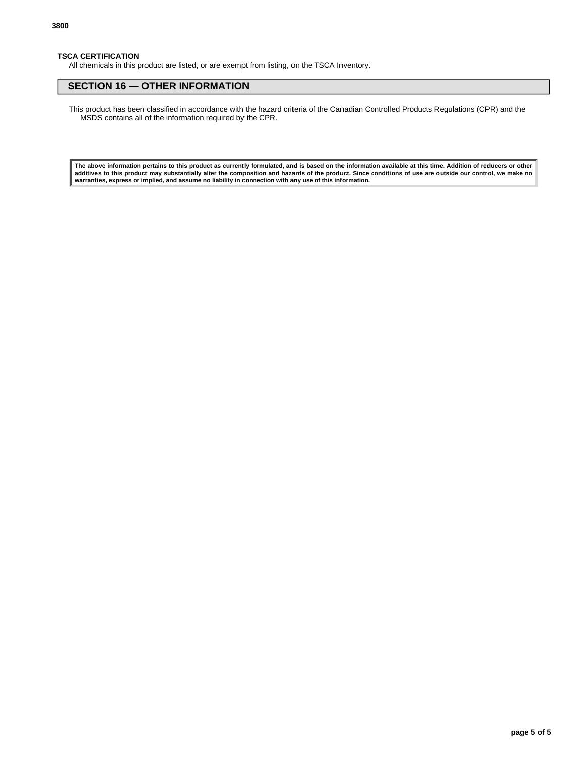**TSCA CERTIFICATION**

All chemicals in this product are listed, or are exempt from listing, on the TSCA Inventory.

## SECTION 16 — OTHER INFORMATION

This product has been classified in accordance with the hazard criteria of the Canadian Controlled Products Regulations (CPR) and the MSDS contains all of the information required by the CPR.

**The above information pertains to this product as currently formulated, and is based on the information available at this time. Addition of reducers or other additives to this product may substantially alter the composition and hazards of the product. Since conditions of use are outside our control, we make no warranties, express or implied, and assume no liability in connection with any use of this information.**